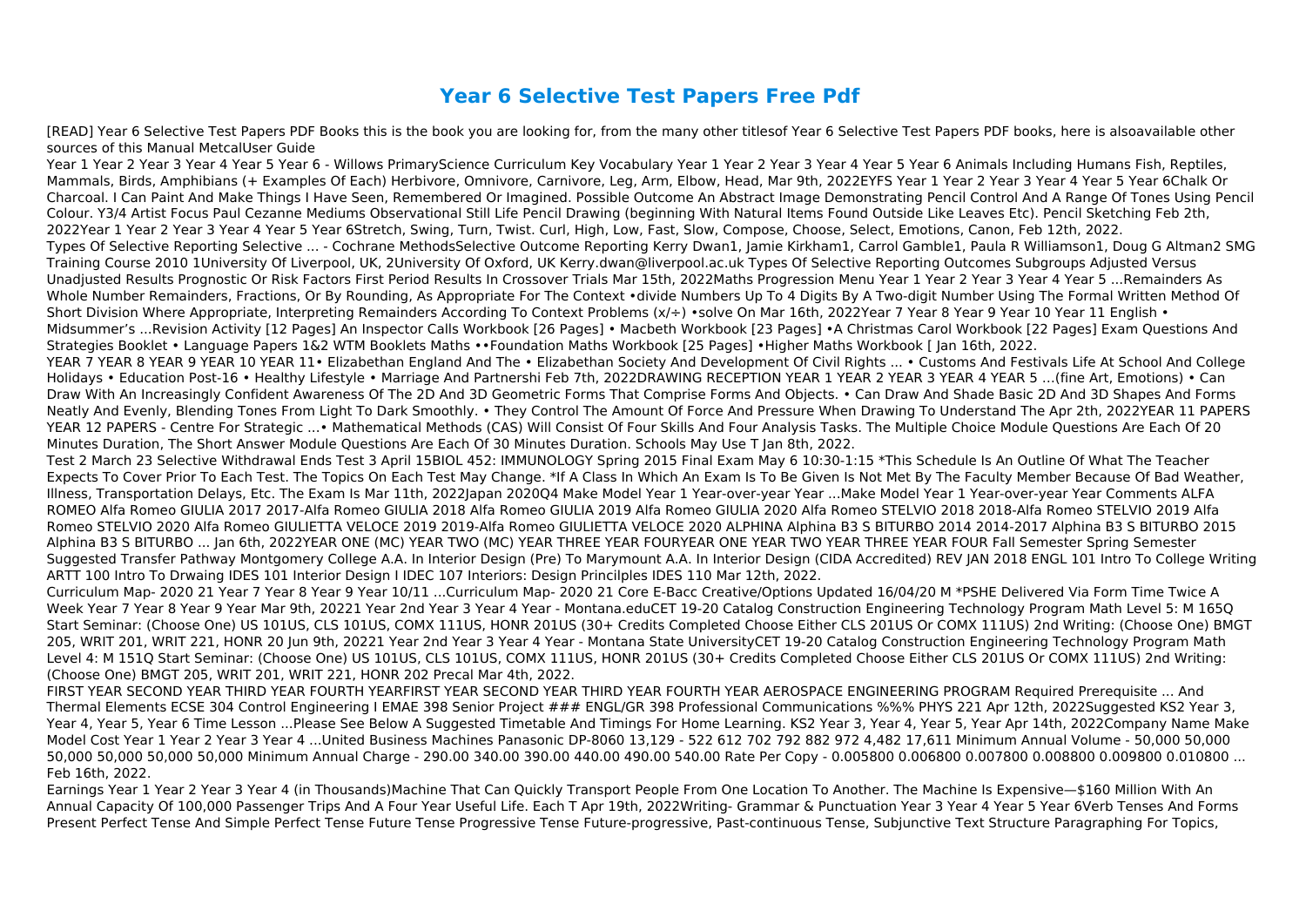# Year 6 Selective Test Papers Free Pdf

[READ] Year 6 Selective Test Papers PDF Books this is the book you are looking for, from the many other titlesof Year 6 Selective Test Papers PDF books, here is alsoavailable other sources of this Manual MetcalUser Guide

Year 1 Year 2 Year 3 Year 4 Year 5 Year 6 - Willows PrimaryScience Curriculum Key Vocabulary Year 1 Year 2 Year 3 Year 4 Year 5 Year 6 Animals Including Humans Fish, Reptiles, Mammals, Birds, Amphibians (+ Examples Of Each) Herbivore, Omnivore, Carnivore, Leg, Arm, Elbow, Head, Mar 9th, 2022EYFS Year 1 Year 2 Year 3 Year 4 Year 5 Year 6Chalk Or Charcoal. I Can Paint And Make Things I Have Seen, Remembered Or Imagined. Possible Outcome An Abstract Image Demonstrating Pencil Control And A Range Of Tones Using Pencil Colour. Y3/4 Artist Focus Paul Cezanne Mediums Observational Still Life Pencil Drawing (beginning With Natural Items Found Outside Like Leaves Etc). Pencil Sketching Feb 2th, 2022Year 1 Year 2 Year 3 Year 4 Year 5 Year 6Stretch, Swing, Turn, Twist. Curl, High, Low, Fast, Slow, Compose, Choose, Select, Emotions, Canon, Feb 12th, 2022.

Types Of Selective Reporting Selective ... - Cochrane MethodsSelective Outcome Reporting Kerry Dwan1, Jamie Kirkham1, Carrol Gamble1, Paula R Williamson1, Doug G Altman2 SMG Training Course 2010 1University Of Liverpool, UK, 2University Of Oxford, UK Kerry.dwan@liverpool.ac.uk Types Of Selective Reporting Outcomes Subgroups Adjusted Versus Unadjusted Results Prognostic Or Risk Factors First Period Results In Crossover Trials Mar 15th, 2022Maths Progression Menu Year 1 Year 2 Year 3 Year 4 Year 5 ...Remainders As Whole Number Remainders, Fractions, Or By Rounding, As Appropriate For The Context •divide Numbers Up To 4 Digits By A Two-digit Number Using The Formal Written Method Of Short Division Where Appropriate, Interpreting Remainders According To Context Problems (x/÷) •solve On Mar 16th, 2022Year 7 Year 8 Year 9 Year 10 Year 11 English • Midsummer's ...Revision Activity [12 Pages] An Inspector Calls Workbook [26 Pages] • Macbeth Workbook [23 Pages] •A Christmas Carol Workbook [22 Pages] Exam Questions And Strategies Booklet • Language Papers 1&2 WTM Booklets Maths ••Foundation Maths Workbook [25 Pages] •Higher Maths Workbook [ Jan 16th, 2022.

YEAR 7 YEAR 8 YEAR 9 YEAR 10 YEAR 11• Elizabethan England And The • Elizabethan Society And Development Of Civil Rights ... • Customs And Festivals Life At School And College Holidays • Education Post-16 • Healthy Lifestyle • Marriage And Partnershi Feb 7th, 2022DRAWING RECEPTION YEAR 1 YEAR 2 YEAR 3 YEAR 4 YEAR 5 ...(fine Art, Emotions) • Can Draw With An Increasingly Confident Awareness Of The 2D And 3D Geometric Forms That Comprise Forms And Objects. • Can Draw And Shade Basic 2D And 3D Shapes And Forms Neatly And Evenly, Blending Tones From Light To Dark Smoothly. • They Control The Amount Of Force And Pressure When Drawing To Understand The Apr 2th, 2022YEAR 11 PAPERS YEAR 12 PAPERS - Centre For Strategic ...• Mathematical Methods (CAS) Will Consist Of Four Skills And Four Analysis Tasks. The Multiple Choice Module Questions Are Each Of 20 Minutes Duration, The Short Answer Module Questions Are Each Of 30 Minutes Duration. Schools May Use T Jan 8th, 2022.

Test 2 March 23 Selective Withdrawal Ends Test 3 April 15BIOL 452: IMMUNOLOGY Spring 2015 Final Exam May 6 10:30-1:15 *This Schedule Is An Outline Of What The Teacher Expects To Cover Prior To Each Test. The Topics On Each Test May Change. *If A Class In Which An Exam Is To Be Given Is Not Met By The Faculty Member Because Of Bad Weather, Illness, Transportation Delays, Etc. The Exam Is Mar 11th, 2022Japan 2020Q4 Make Model Year 1 Year-over-year Year ...Make Model Year 1 Year-over-year Year Comments ALFA ROMEO Alfa Romeo GIULIA 2017 2017-Alfa Romeo GIULIA 2018 Alfa Romeo GIULIA 2019 Alfa Romeo GIULIA 2020 Alfa Romeo STELVIO 2018 2018-Alfa Romeo STELVIO 2019 Alfa Romeo STELVIO 2020 Alfa Romeo GIULIETTA VELOCE 2019 2019-Alfa Romeo GIULIETTA VELOCE 2020 ALPHINA Alphina B3 S BITURBO 2014 2014-2017 Alphina B3 S BITURBO 2015 Alphina B3 S BITURBO ... Jan 6th, 2022YEAR ONE (MC) YEAR TWO (MC) YEAR THREE YEAR FOURYEAR ONE YEAR TWO YEAR THREE YEAR FOUR Fall Semester Spring Semester Suggested Transfer Pathway Montgomery College A.A. In Interior Design (Pre) To Marymount A.A. In Interior Design (CIDA Accredited) REV JAN 2018 ENGL 101 Intro To College Writing ARTT 100 Intro To Drwaing IDES 101 Interior Design I IDEC 107 Interiors: Design Principlpes IDES 110 Mar 12th, 2022.

Curriculum Map- 2020 21 Year 7 Year 8 Year 9 Year 10/11 ...Curriculum Map- 2020 21 Core E-Bacc Creative/Options Updated 16/04/20 M *PSHE Delivered Via Form Time Twice A Week Year 7 Year 8 Year 9 Year Mar 9th, 20221 Year 2nd Year 3 Year 4 Year - Montana.eduCET 19-20 Catalog Construction Engineering Technology Program Math Level 5: M 165Q Start Seminar: (Choose One) US 101US, CLS 101US, COMX 111US, HONR 201US (30+ Credits Completed Choose Either CLS 201US Or COMX 111US) 2nd Writing: (Choose One) BMGT 205, WRIT 201, WRIT 221, HONR 20 Jun 9th, 20221 Year 2nd Year 3 Year 4 Year - Montana State UniversityCET 19-20 Catalog Construction Engineering Technology Program Math Level 4: M 151Q Start Seminar: (Choose One) US 101US, CLS 101US, COMX 111US, HONR 201US (30+ Credits Completed Choose Either CLS 201US Or COMX 111US) 2nd Writing: (Choose One) BMGT 205, WRIT 201, WRIT 221, HONR 202 Precal Mar 4th, 2022.

FIRST YEAR SECOND YEAR THIRD YEAR FOURTH YEARFIRST YEAR SECOND YEAR THIRD YEAR FOURTH YEAR AEROSPACE ENGINEERING PROGRAM Required Prerequisite ... And Thermal Elements ECSE 304 Control Engineering I EMAE 398 Senior Project ### ENGL/GR 398 Professional Communications %%% PHYS 221 Apr 12th, 2022Suggested KS2 Year 3, Year 4, Year 5, Year 6 Time Lesson ...Please See Below A Suggested Timetable And Timings For Home Learning. KS2 Year 3, Year 4, Year 5, Year Apr 14th, 2022Company Name Make Model Cost Year 1 Year 2 Year 3 Year 4 ...United Business Machines Panasonic DP-8060 13,129 - 522 612 702 792 882 972 4,482 17,611 Minimum Annual Volume - 50,000 50,000 50,000 50,000 50,000 50,000 Minimum Annual Charge - 290.00 340.00 390.00 440.00 490.00 540.00 Rate Per Copy - 0.005800 0.006800 0.007800 0.008800 0.009800 0.010800 ... Feb 16th, 2022.

Earnings Year 1 Year 2 Year 3 Year 4 (in Thousands)Machine That Can Quickly Transport People From One Location To Another. The Machine Is Expensive—$160 Million With An Annual Capacity Of 100,000 Passenger Trips And A Four Year Useful Life. Each T Apr 19th, 2022Writing- Grammar & Punctuation Year 3 Year 4 Year 5 Year 6Verb Tenses And Forms Present Perfect Tense And Simple Perfect Tense Future Tense Progressive Tense Future-progressive, Past-continuous Tense, Subjunctive Text Structure Paragraphing For Topics,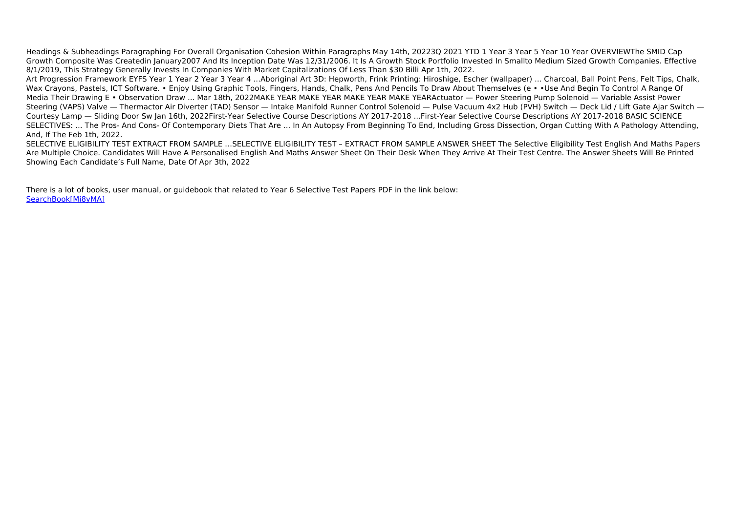Headings & Subheadings Paragraphing For Overall Organisation Cohesion Within Paragraphs May 14th, 20223Q 2021 YTD 1 Year 3 Year 5 Year 10 Year OVERVIEWThe SMID Cap Growth Composite Was Createdin January2007 And Its Inception Date Was 12/31/2006. It Is A Growth Stock Portfolio Invested In Smallto Medium Sized Growth Companies. Effective 8/1/2019, This Strategy Generally Invests In Companies With Market Capitalizations Of Less Than $30 Billi Apr 1th, 2022.

Art Progression Framework EYFS Year 1 Year 2 Year 3 Year 4 ...Aboriginal Art 3D: Hepworth, Frink Printing: Hiroshige, Escher (wallpaper) ... Charcoal, Ball Point Pens, Felt Tips, Chalk, Wax Crayons, Pastels, ICT Software. • Enjoy Using Graphic Tools, Fingers, Hands, Chalk, Pens And Pencils To Draw About Themselves (e • •Use And Begin To Control A Range Of Media Their Drawing E • Observation Draw ... Mar 18th, 2022MAKE YEAR MAKE YEAR MAKE YEAR MAKE YEARActuator — Power Steering Pump Solenoid — Variable Assist Power Steering (VAPS) Valve — Thermactor Air Diverter (TAD) Sensor — Intake Manifold Runner Control Solenoid — Pulse Vacuum 4x2 Hub (PVH) Switch — Deck Lid / Lift Gate Ajar Switch — Courtesy Lamp — Sliding Door Sw Jan 16th, 2022First-Year Selective Course Descriptions AY 2017-2018 ...First-Year Selective Course Descriptions AY 2017-2018 BASIC SCIENCE SELECTIVES: ... The Pros- And Cons- Of Contemporary Diets That Are ... In An Autopsy From Beginning To End, Including Gross Dissection, Organ Cutting With A Pathology Attending, And, If The Feb 1th, 2022.

SELECTIVE ELIGIBILITY TEST EXTRACT FROM SAMPLE …SELECTIVE ELIGIBILITY TEST – EXTRACT FROM SAMPLE ANSWER SHEET The Selective Eligibility Test English And Maths Papers Are Multiple Choice. Candidates Will Have A Personalised English And Maths Answer Sheet On Their Desk When They Arrive At Their Test Centre. The Answer Sheets Will Be Printed Showing Each Candidate's Full Name, Date Of Apr 3th, 2022

There is a lot of books, user manual, or guidebook that related to Year 6 Selective Test Papers PDF in the link below:
SearchBook[Mi8yMA]